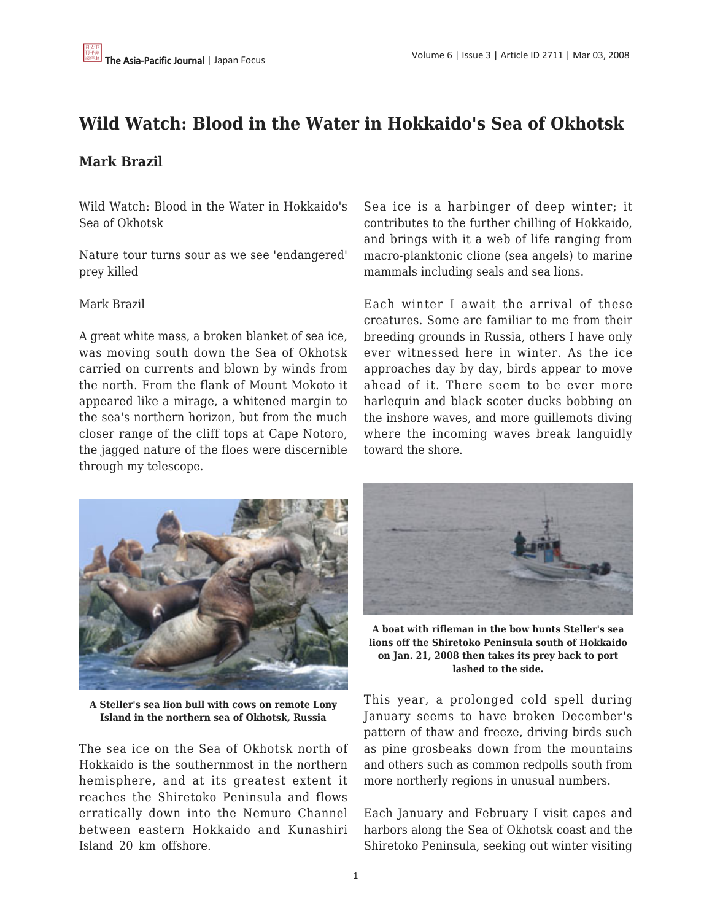# Wild Watch: Blood in the Water in Hokkaido's Sea of Okhotsk

## Mark Brazil

Wild Watch: Blood in the Water in Hokkaido's Sea of Okhotsk

Nature tour turns sour as we see 'endangered' prey killed

Mark Brazil

A great white mass, a broken blanket of sea ice, was moving south down the Sea of Okhotsk carried on currents and blown by winds from the north. From the flank of Mount Mokoto it appeared like a mirage, a whitened margin to the sea's northern horizon, but from the much closer range of the cliff tops at Cape Notoro, the jagged nature of the floes were discernible through my telescope.

**A Steller's sea lion bull with cows on remote Lony Island in the northern sea of Okhotsk, Russia**

The sea ice on the Sea of Okhotsk north of Hokkaido is the southernmost in the northern hemisphere, and at its greatest extent it reaches the Shiretoko Peninsula and flows erratically down into the Nemuro Channel between eastern Hokkaido and Kunashiri Island 20 km offshore.

Sea ice is a harbinger of deep winter; it contributes to the further chilling of Hokkaido, and brings with it a web of life ranging from macro-planktonic clione (sea angels) to marine mammals including seals and sea lions.

Each winter I await the arrival of these creatures. Some are familiar to me from their breeding grounds in Russia, others I have only ever witnessed here in winter. As the ice approaches day by day, birds appear to move ahead of it. There seem to be ever more harlequin and black scoter ducks bobbing on the inshore waves, and more guillemots diving where the incoming waves break languidly toward the shore.

**A boat with rifleman in the bow hunts Steller's sea lions off the Shiretoko Peninsula south of Hokkaido on Jan. 21, 2008 then takes its prey back to port lashed to the side.**

This year, a prolonged cold spell during January seems to have broken December's pattern of thaw and freeze, driving birds such as pine grosbeaks down from the mountains and others such as common redpolls south from more northerly regions in unusual numbers.

Each January and February I visit capes and harbors along the Sea of Okhotsk coast and the Shiretoko Peninsula, seeking out winter visiting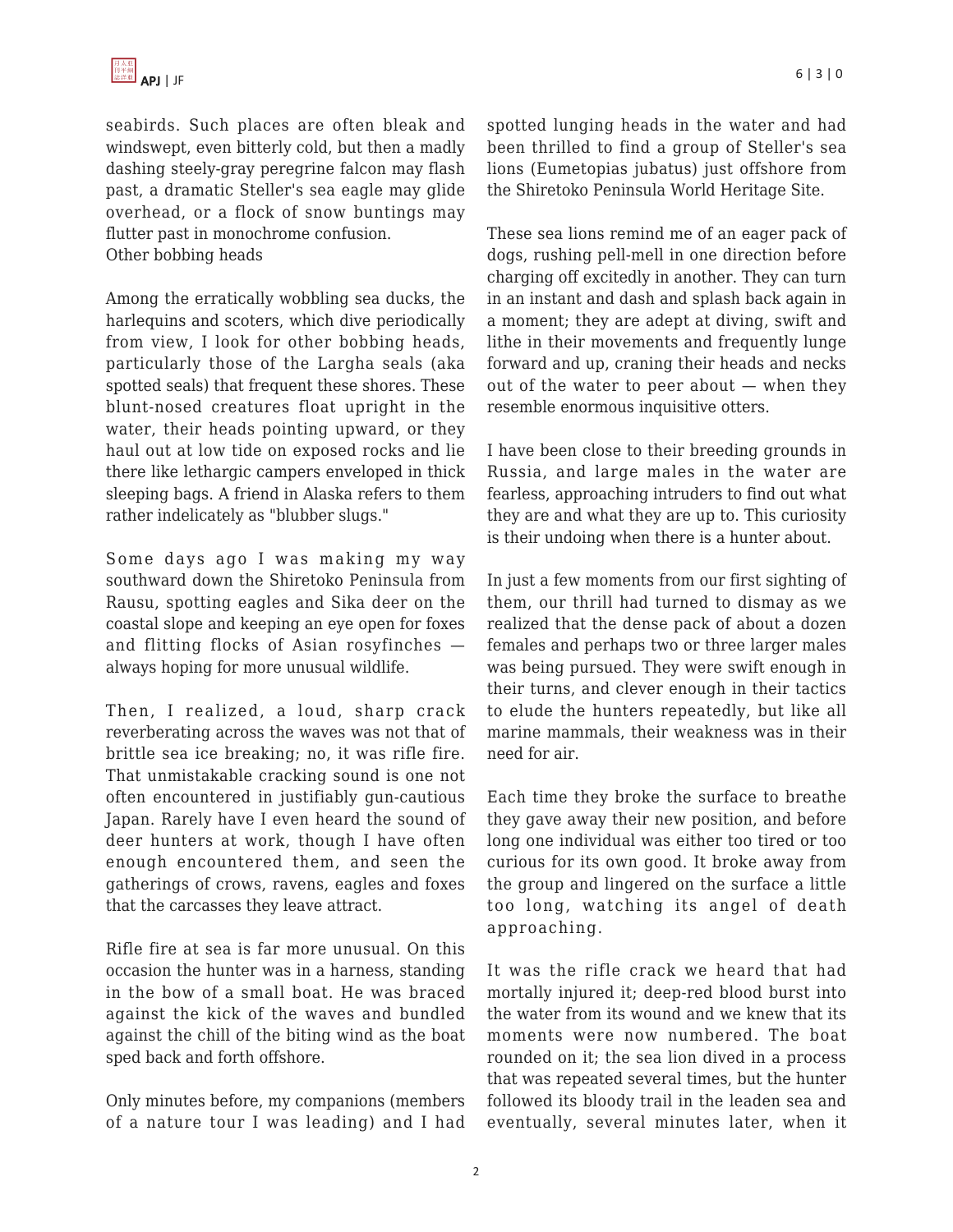seabirds. Such places are often bleak and windswept, even bitterly cold, but then a madly dashing steely-gray peregrine falcon may flash past, a dramatic Steller's sea eagle may glide overhead, or a flock of snow buntings may flutter past in monochrome confusion.

## Other bobbing heads

Among the erratically wobbling sea ducks, the harlequins and scoters, which dive periodically from view, I look for other bobbing heads, particularly those of the Largha seals (aka spotted seals) that frequent these shores. These blunt-nosed creatures float upright in the water, their heads pointing upward, or they haul out at low tide on exposed rocks and lie there like lethargic campers enveloped in thick sleeping bags. A friend in Alaska refers to them rather indelicately as "blubber slugs."

Some days ago I was making my way southward down the Shiretoko Peninsula from Rausu, spotting eagles and Sika deer on the coastal slope and keeping an eye open for foxes and flitting flocks of Asian rosyfinches — always hoping for more unusual wildlife.

Then, I realized, a loud, sharp crack reverberating across the waves was not that of brittle sea ice breaking; no, it was rifle fire. That unmistakable cracking sound is one not often encountered in justifiably gun-cautious Japan. Rarely have I even heard the sound of deer hunters at work, though I have often enough encountered them, and seen the gatherings of crows, ravens, eagles and foxes that the carcasses they leave attract.

Rifle fire at sea is far more unusual. On this occasion the hunter was in a harness, standing in the bow of a small boat. He was braced against the kick of the waves and bundled against the chill of the biting wind as the boat sped back and forth offshore.

Only minutes before, my companions (members of a nature tour I was leading) and I had spotted lunging heads in the water and had been thrilled to find a group of Steller's sea lions (Eumetopias jubatus) just offshore from the Shiretoko Peninsula World Heritage Site.

These sea lions remind me of an eager pack of dogs, rushing pell-mell in one direction before charging off excitedly in another. They can turn in an instant and dash and splash back again in a moment; they are adept at diving, swift and lithe in their movements and frequently lunge forward and up, craning their heads and necks out of the water to peer about — when they resemble enormous inquisitive otters.

I have been close to their breeding grounds in Russia, and large males in the water are fearless, approaching intruders to find out what they are and what they are up to. This curiosity is their undoing when there is a hunter about.

In just a few moments from our first sighting of them, our thrill had turned to dismay as we realized that the dense pack of about a dozen females and perhaps two or three larger males was being pursued. They were swift enough in their turns, and clever enough in their tactics to elude the hunters repeatedly, but like all marine mammals, their weakness was in their need for air.

Each time they broke the surface to breathe they gave away their new position, and before long one individual was either too tired or too curious for its own good. It broke away from the group and lingered on the surface a little too long, watching its angel of death approaching.

It was the rifle crack we heard that had mortally injured it; deep-red blood burst into the water from its wound and we knew that its moments were now numbered. The boat rounded on it; the sea lion dived in a process that was repeated several times, but the hunter followed its bloody trail in the leaden sea and eventually, several minutes later, when it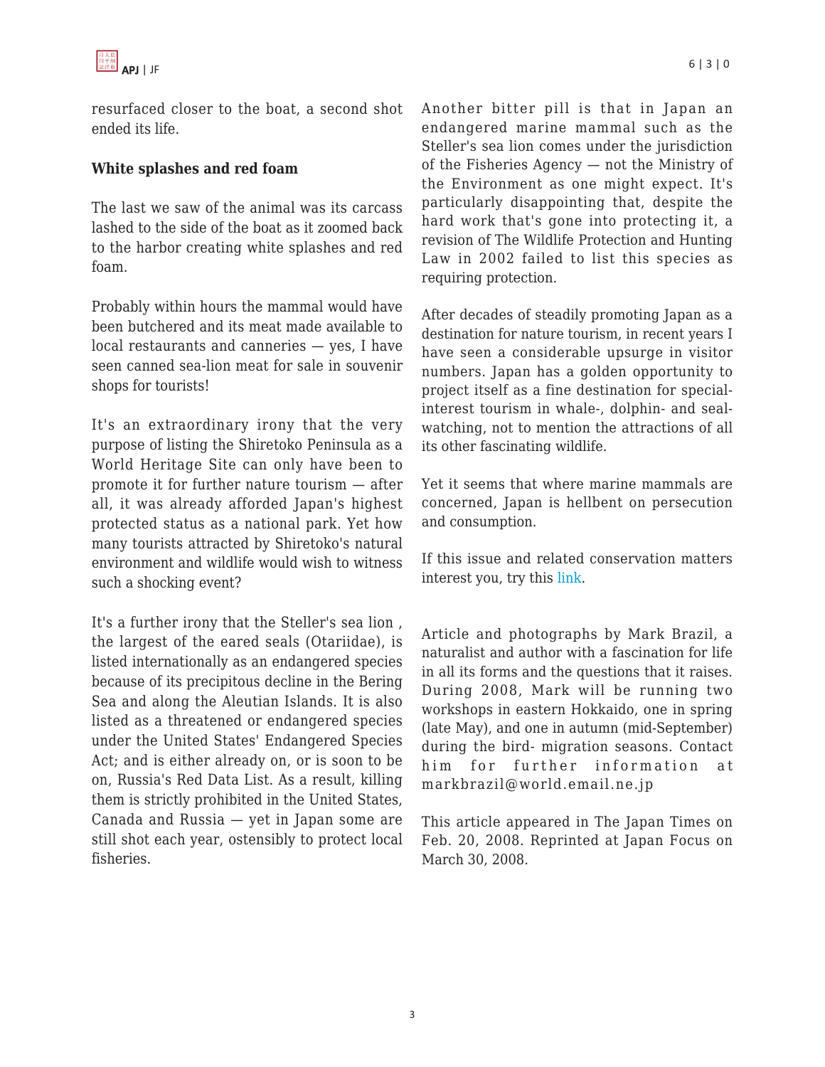resurfaced closer to the boat, a second shot ended its life.

**White splashes and red foam**

The last we saw of the animal was its carcass lashed to the side of the boat as it zoomed back to the harbor creating white splashes and red foam.

Probably within hours the mammal would have been butchered and its meat made available to local restaurants and canneries — yes, I have seen canned sea-lion meat for sale in souvenir shops for tourists!

It's an extraordinary irony that the very purpose of listing the Shiretoko Peninsula as a World Heritage Site can only have been to promote it for further nature tourism — after all, it was already afforded Japan's highest protected status as a national park. Yet how many tourists attracted by Shiretoko's natural environment and wildlife would wish to witness such a shocking event?

It's a further irony that the Steller's sea lion , the largest of the eared seals (Otariidae), is listed internationally as an endangered species because of its precipitous decline in the Bering Sea and along the Aleutian Islands. It is also listed as a threatened or endangered species under the United States' Endangered Species Act; and is either already on, or is soon to be on, Russia's Red Data List. As a result, killing them is strictly prohibited in the United States, Canada and Russia — yet in Japan some are still shot each year, ostensibly to protect local fisheries.

Another bitter pill is that in Japan an endangered marine mammal such as the Steller's sea lion comes under the jurisdiction of the Fisheries Agency — not the Ministry of the Environment as one might expect. It's particularly disappointing that, despite the hard work that's gone into protecting it, a revision of The Wildlife Protection and Hunting Law in 2002 failed to list this species as requiring protection.

After decades of steadily promoting Japan as a destination for nature tourism, in recent years I have seen a considerable upsurge in visitor numbers. Japan has a golden opportunity to project itself as a fine destination for special-interest tourism in whale-, dolphin- and seal-watching, not to mention the attractions of all its other fascinating wildlife.

Yet it seems that where marine mammals are concerned, Japan is hellbent on persecution and consumption.

If this issue and related conservation matters interest you, try this link.

Article and photographs by Mark Brazil, a naturalist and author with a fascination for life in all its forms and the questions that it raises. During 2008, Mark will be running two workshops in eastern Hokkaido, one in spring (late May), and one in autumn (mid-September) during the bird- migration seasons. Contact him for further information at markbrazil@world.email.ne.jp

This article appeared in The Japan Times on Feb. 20, 2008. Reprinted at Japan Focus on March 30, 2008.